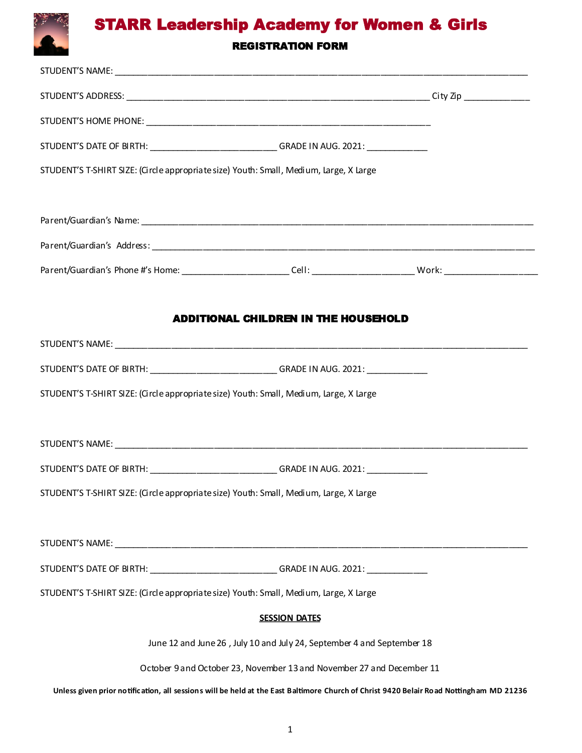# STARR Leadership Academy for Women & Girls

## REGISTRATION FORM

STUDENT'S NAME: ______________________________________________________________________________

STUDENT'S ADDRESS: ___________________________________________________________ City Zip _____________

STUDENT'S HOME PHONE: _________________________________________________________

STUDENT'S DATE OF BIRTH: ________________________ GRADE IN AUG. 2021: ____________

STUDENT'S T-SHIRT SIZE: (Circle appropriate size) Youth: Small, Medium, Large, X Large

Parent/Guardian's Name: ______________________________________________________________________________

Parent/Guardian's Address: ____________________________________________________________________________

Parent/Guardian's Phone #'s Home: _____________________ Cell: ____________________ Work: ___________________

## ADDITIONAL CHILDREN IN THE HOUSEHOLD

STUDENT'S NAME: ______________________________________________________________________________

STUDENT'S DATE OF BIRTH: ________________________ GRADE IN AUG. 2021: ____________

STUDENT'S T-SHIRT SIZE: (Circle appropriate size) Youth: Small, Medium, Large, X Large

STUDENT'S NAME: ______________________________________________________________________________

STUDENT'S DATE OF BIRTH: ________________________ GRADE IN AUG. 2021: ____________

STUDENT'S T-SHIRT SIZE: (Circle appropriate size) Youth: Small, Medium, Large, X Large

STUDENT'S NAME: ______________________________________________________________________________

STUDENT'S DATE OF BIRTH: ________________________ GRADE IN AUG. 2021: ____________

STUDENT'S T-SHIRT SIZE: (Circle appropriate size) Youth: Small, Medium, Large, X Large

**SESSION DATES**

June 12 and June 26 , July 10 and July 24, September 4 and September 18

October 9 and October 23, November 13 and November 27 and December 11

**Unless given prior notification, all sessions will be held at the East Baltimore Church of Christ 9420 Belair Road Nottingham MD 21236**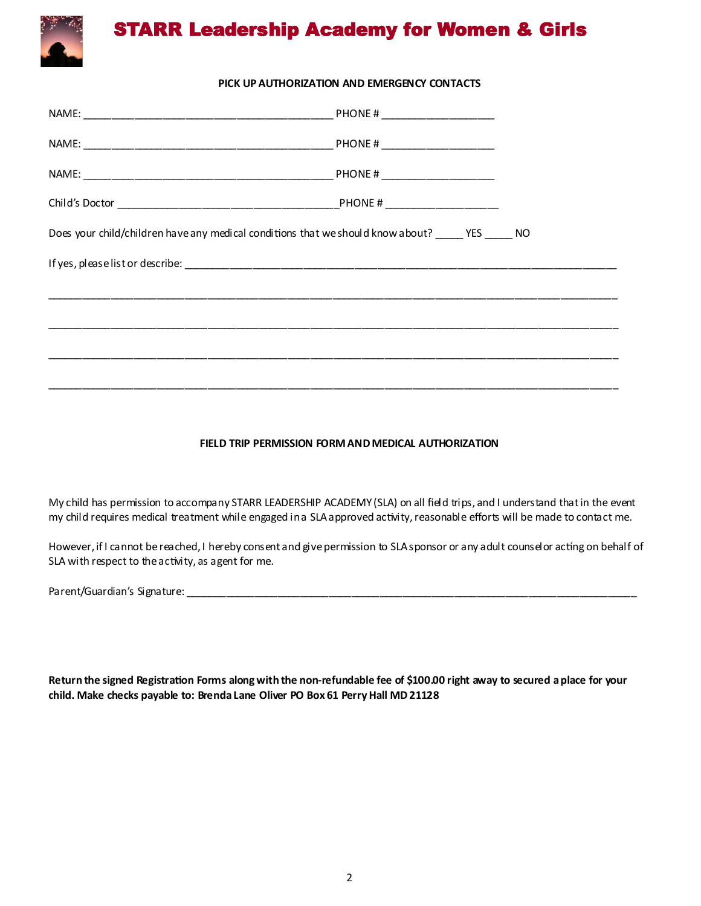# STARR Leadership Academy for Women & Girls

**PICK UP AUTHORIZATION AND EMERGENCY CONTACTS**

NAME: ____________________________________________ PHONE # ____________________

NAME: ____________________________________________ PHONE # ____________________

NAME: ____________________________________________ PHONE # ____________________

Child's Doctor _______________________________________PHONE # ____________________

Does your child/children have any medical conditions that we should know about? _____ YES _____ NO

If yes, please list or describe: ____________________________________________________________________________

____________________________________________________________________________________________________

____________________________________________________________________________________________________

____________________________________________________________________________________________________

____________________________________________________________________________________________________

**FIELD TRIP PERMISSION FORM AND MEDICAL AUTHORIZATION**

My child has permission to accompany STARR LEADERSHIP ACADEMY (SLA) on all field trips, and I understand that in the event my child requires medical treatment while engaged in a SLA approved activity, reasonable efforts will be made to contact me.

However, if I cannot be reached, I hereby consent and give permission to SLA sponsor or any adult counselor acting on behalf of SLA with respect to the activity, as agent for me.

Parent/Guardian's Signature: _______________________________________________________________________________

**Return the signed Registration Forms along with the non-refundable fee of $100.00 right away to secured a place for your child. Make checks payable to: Brenda Lane Oliver PO Box 61 Perry Hall MD 21128**